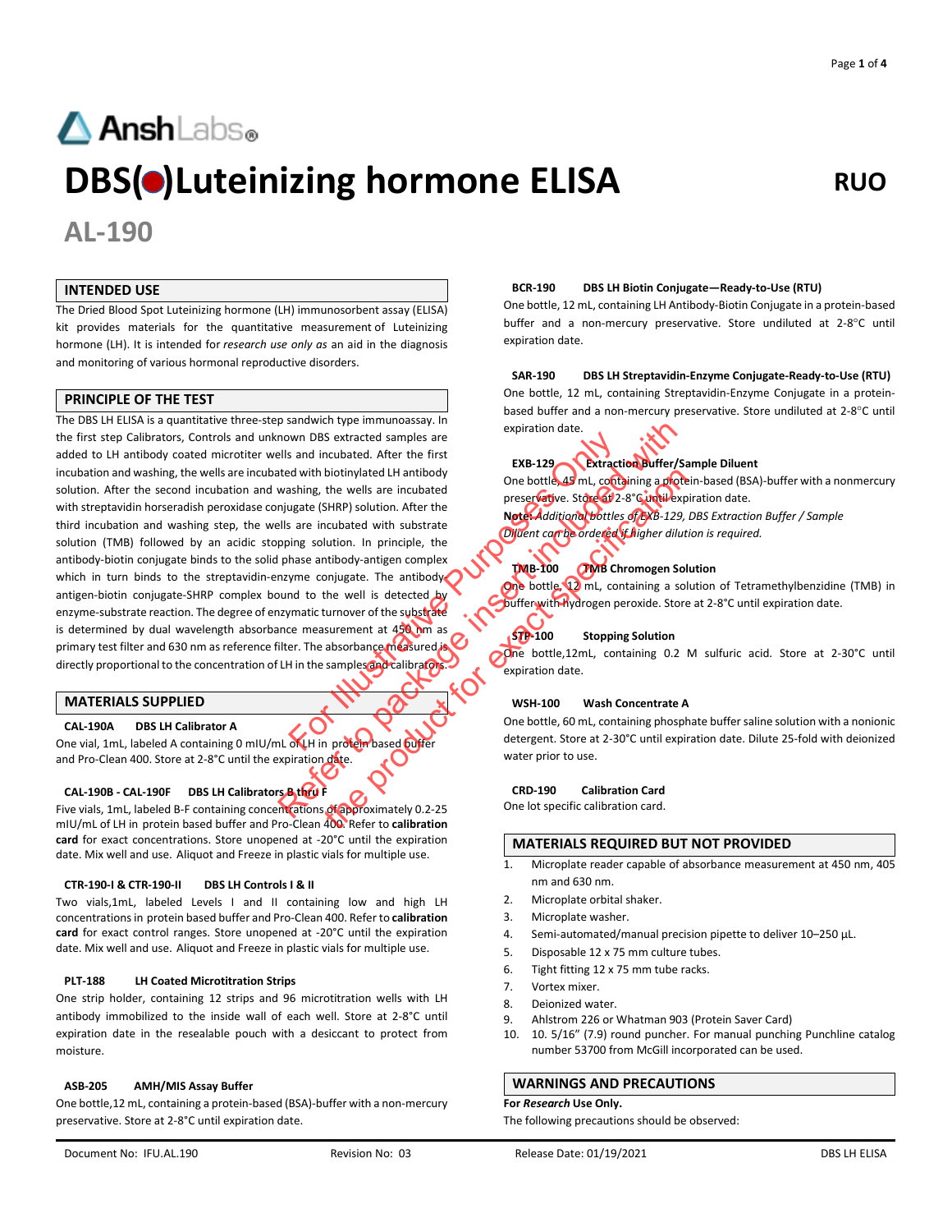# Ansh Labs

# DBS(●)Luteinizing hormone ELISA

**RUO**

## AL-190

## INTENDED USE

The Dried Blood Spot Luteinizing hormone (LH) immunosorbent assay (ELISA) kit provides materials for the quantitative measurement of Luteinizing hormone (LH). It is intended for *research use only as* an aid in the diagnosis and monitoring of various hormonal reproductive disorders.

## PRINCIPLE OF THE TEST

The DBS LH ELISA is a quantitative three-step sandwich type immunoassay. In the first step Calibrators, Controls and unknown DBS extracted samples are added to LH antibody coated microtiter wells and incubated. After the first incubation and washing, the wells are incubated with biotinylated LH antibody solution. After the second incubation and washing, the wells are incubated with streptavidin horseradish peroxidase conjugate (SHRP) solution. After the third incubation and washing step, the wells are incubated with substrate solution (TMB) followed by an acidic stopping solution. In principle, the antibody-biotin conjugate binds to the solid phase antibody-antigen complex which in turn binds to the streptavidin-enzyme conjugate. The antibody-antigen-biotin conjugate-SHRP complex bound to the well is detected by enzyme-substrate reaction. The degree of enzymatic turnover of the substrate is determined by dual wavelength absorbance measurement at 450 nm as primary test filter and 630 nm as reference filter. The absorbance measured is directly proportional to the concentration of LH in the samples and calibrators.

## MATERIALS SUPPLIED

**CAL-190A DBS LH Calibrator A**

One vial, 1mL, labeled A containing 0 mIU/mL of LH in protein based buffer and Pro-Clean 400. Store at 2-8°C until the expiration date.

**CAL-190B - CAL-190F DBS LH Calibrators B thru F**

Five vials, 1mL, labeled B-F containing concentrations of approximately 0.2-25 mIU/mL of LH in protein based buffer and Pro-Clean 400. Refer to **calibration card** for exact concentrations. Store unopened at -20°C until the expiration date. Mix well and use. Aliquot and Freeze in plastic vials for multiple use.

**CTR-190-I & CTR-190-II DBS LH Controls I & II**

Two vials, 1mL, labeled Levels I and II containing low and high LH concentrations in protein based buffer and Pro-Clean 400. Refer to **calibration card** for exact control ranges. Store unopened at -20°C until the expiration date. Mix well and use. Aliquot and Freeze in plastic vials for multiple use.

**PLT-188 LH Coated Microtitration Strips**

One strip holder, containing 12 strips and 96 microtitration wells with LH antibody immobilized to the inside wall of each well. Store at 2-8°C until expiration date in the resealable pouch with a desiccant to protect from moisture.

**ASB-205 AMH/MIS Assay Buffer**

One bottle, 12 mL, containing a protein-based (BSA)-buffer with a non-mercury preservative. Store at 2-8°C until expiration date.

**BCR-190 DBS LH Biotin Conjugate—Ready-to-Use (RTU)**

One bottle, 12 mL, containing LH Antibody-Biotin Conjugate in a protein-based buffer and a non-mercury preservative. Store undiluted at 2-8°C until expiration date.

**SAR-190 DBS LH Streptavidin-Enzyme Conjugate-Ready-to-Use (RTU)**

One bottle, 12 mL, containing Streptavidin-Enzyme Conjugate in a protein-based buffer and a non-mercury preservative. Store undiluted at 2-8°C until expiration date.

**EXB-129 Extraction Buffer/Sample Diluent**

One bottle, 45 mL, containing a protein-based (BSA)-buffer with a nonmercury preservative. Store at 2-8°C until expiration date.

**Note:** *Additional bottles of EXB-129, DBS Extraction Buffer / Sample Diluent can be ordered if higher dilution is required.*

**TMB-100 TMB Chromogen Solution**

One bottle, 12 mL, containing a solution of Tetramethylbenzidine (TMB) in buffer with hydrogen peroxide. Store at 2-8°C until expiration date.

**STP-100 Stopping Solution**

One bottle, 12mL, containing 0.2 M sulfuric acid. Store at 2-30°C until expiration date.

**WSH-100 Wash Concentrate A**

One bottle, 60 mL, containing phosphate buffer saline solution with a nonionic detergent. Store at 2-30°C until expiration date. Dilute 25-fold with deionized water prior to use.

**CRD-190 Calibration Card**

One lot specific calibration card.

## MATERIALS REQUIRED BUT NOT PROVIDED

1. Microplate reader capable of absorbance measurement at 450 nm, 405 nm and 630 nm.
2. Microplate orbital shaker.
3. Microplate washer.
4. Semi-automated/manual precision pipette to deliver 10–250 µL.
5. Disposable 12 x 75 mm culture tubes.
6. Tight fitting 12 x 75 mm tube racks.
7. Vortex mixer.
8. Deionized water.
9. Ahlstrom 226 or Whatman 903 (Protein Saver Card)
10. 10. 5/16" (7.9) round puncher. For manual punching Punchline catalog number 53700 from McGill incorporated can be used.

## WARNINGS AND PRECAUTIONS

**For *Research* Use Only.**

The following precautions should be observed: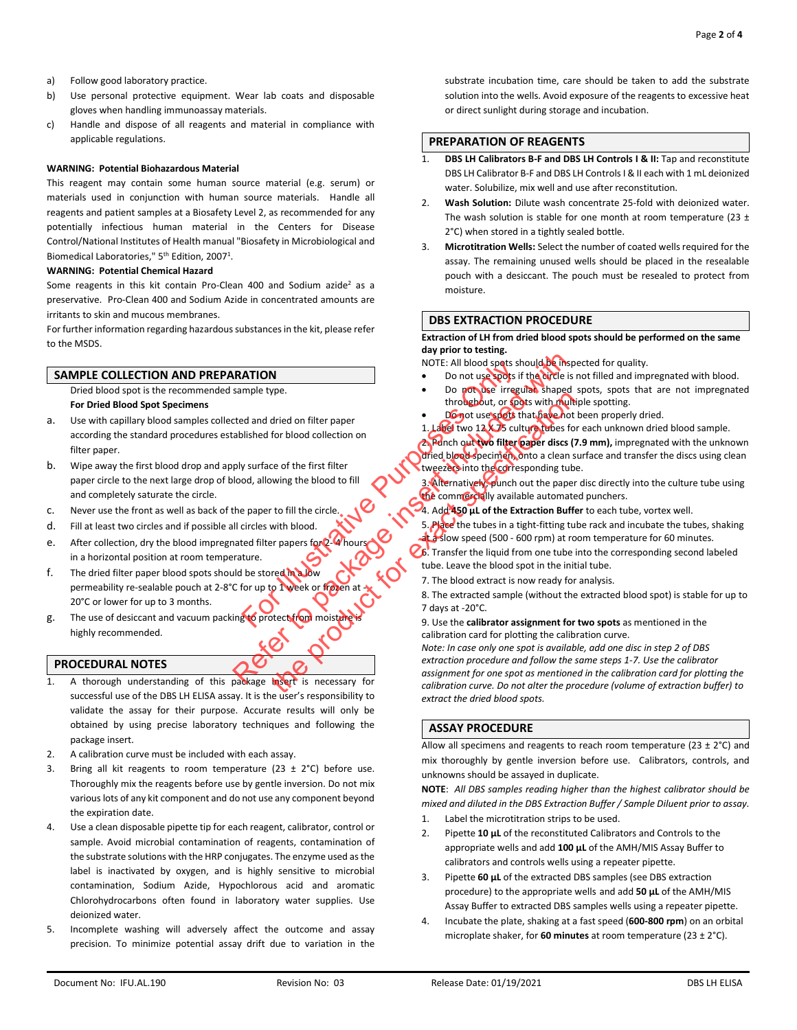a) Follow good laboratory practice.

b) Use personal protective equipment. Wear lab coats and disposable gloves when handling immunoassay materials.

c) Handle and dispose of all reagents and material in compliance with applicable regulations.

**WARNING: Potential Biohazardous Material**

This reagent may contain some human source material (e.g. serum) or materials used in conjunction with human source materials. Handle all reagents and patient samples at a Biosafety Level 2, as recommended for any potentially infectious human material in the Centers for Disease Control/National Institutes of Health manual "Biosafety in Microbiological and Biomedical Laboratories," 5th Edition, 2007[1].

**WARNING: Potential Chemical Hazard**

Some reagents in this kit contain Pro-Clean 400 and Sodium azide[2] as a preservative. Pro-Clean 400 and Sodium Azide in concentrated amounts are irritants to skin and mucous membranes.

For further information regarding hazardous substances in the kit, please refer to the MSDS.

## SAMPLE COLLECTION AND PREPARATION

Dried blood spot is the recommended sample type.

**For Dried Blood Spot Specimens**

a. Use with capillary blood samples collected and dried on filter paper according the standard procedures established for blood collection on filter paper.

b. Wipe away the first blood drop and apply surface of the first filter paper circle to the next large drop of blood, allowing the blood to fill and completely saturate the circle.

c. Never use the front as well as back of the paper to fill the circle.

d. Fill at least two circles and if possible all circles with blood.

e. After collection, dry the blood impregnated filter papers for 2-4 hours in a horizontal position at room temperature.

f. The dried filter paper blood spots should be stored in a low permeability re-sealable pouch at 2-8°C for up to 1 week or frozen at -20°C or lower for up to 3 months.

g. The use of desiccant and vacuum packing to protect from moisture is highly recommended.

## PROCEDURAL NOTES

1. A thorough understanding of this package insert is necessary for successful use of the DBS LH ELISA assay. It is the user's responsibility to validate the assay for their purpose. Accurate results will only be obtained by using precise laboratory techniques and following the package insert.
2. A calibration curve must be included with each assay.
3. Bring all kit reagents to room temperature (23 ± 2°C) before use. Thoroughly mix the reagents before use by gentle inversion. Do not mix various lots of any kit component and do not use any component beyond the expiration date.
4. Use a clean disposable pipette tip for each reagent, calibrator, control or sample. Avoid microbial contamination of reagents, contamination of the substrate solutions with the HRP conjugates. The enzyme used as the label is inactivated by oxygen, and is highly sensitive to microbial contamination, Sodium Azide, Hypochlorous acid and aromatic Chlorohydrocarbons often found in laboratory water supplies. Use deionized water.
5. Incomplete washing will adversely affect the outcome and assay precision. To minimize potential assay drift due to variation in the substrate incubation time, care should be taken to add the substrate solution into the wells. Avoid exposure of the reagents to excessive heat or direct sunlight during storage and incubation.

## PREPARATION OF REAGENTS

1. **DBS LH Calibrators B-F and DBS LH Controls I & II:** Tap and reconstitute DBS LH Calibrator B-F and DBS LH Controls I & II each with 1 mL deionized water. Solubilize, mix well and use after reconstitution.
2. **Wash Solution:** Dilute wash concentrate 25-fold with deionized water. The wash solution is stable for one month at room temperature (23 ± 2°C) when stored in a tightly sealed bottle.
3. **Microtitration Wells:** Select the number of coated wells required for the assay. The remaining unused wells should be placed in the resealable pouch with a desiccant. The pouch must be resealed to protect from moisture.

## DBS EXTRACTION PROCEDURE

**Extraction of LH from dried blood spots should be performed on the same day prior to testing.**

NOTE: All blood spots should be inspected for quality.

- Do not use spots if the circle is not filled and impregnated with blood.
- Do not use irregular shaped spots, spots that are not impregnated throughout, or spots with multiple spotting.
- Do not use spots that have not been properly dried.

1. Label two 12 X 75 culture tubes for each unknown dried blood sample.
2. Punch out **two filter paper discs (7.9 mm),** impregnated with the unknown dried blood specimen, onto a clean surface and transfer the discs using clean tweezers into the corresponding tube.
3. Alternatively, punch out the paper disc directly into the culture tube using the commercially available automated punchers.
4. Add **450 µL of the Extraction Buffer** to each tube, vortex well.
5. Place the tubes in a tight-fitting tube rack and incubate the tubes, shaking at a slow speed (500 - 600 rpm) at room temperature for 60 minutes.
6. Transfer the liquid from one tube into the corresponding second labeled tube. Leave the blood spot in the initial tube.
7. The blood extract is now ready for analysis.
8. The extracted sample (without the extracted blood spot) is stable for up to 7 days at -20°C.
9. Use the **calibrator assignment for two spots** as mentioned in the calibration card for plotting the calibration curve.

*Note: In case only one spot is available, add one disc in step 2 of DBS extraction procedure and follow the same steps 1-7. Use the calibrator assignment for one spot as mentioned in the calibration card for plotting the calibration curve. Do not alter the procedure (volume of extraction buffer) to extract the dried blood spots.*

## ASSAY PROCEDURE

Allow all specimens and reagents to reach room temperature (23 ± 2°C) and mix thoroughly by gentle inversion before use. Calibrators, controls, and unknowns should be assayed in duplicate.

**NOTE**: *All DBS samples reading higher than the highest calibrator should be mixed and diluted in the DBS Extraction Buffer / Sample Diluent prior to assay.*

1. Label the microtitration strips to be used.
2. Pipette **10 µL** of the reconstituted Calibrators and Controls to the appropriate wells and add **100 µL** of the AMH/MIS Assay Buffer to calibrators and controls wells using a repeater pipette.
3. Pipette **60 µL** of the extracted DBS samples (see DBS extraction procedure) to the appropriate wells and add **50 µL** of the AMH/MIS Assay Buffer to extracted DBS samples wells using a repeater pipette.
4. Incubate the plate, shaking at a fast speed (**600-800 rpm**) on an orbital microplate shaker, for **60 minutes** at room temperature (23 ± 2°C).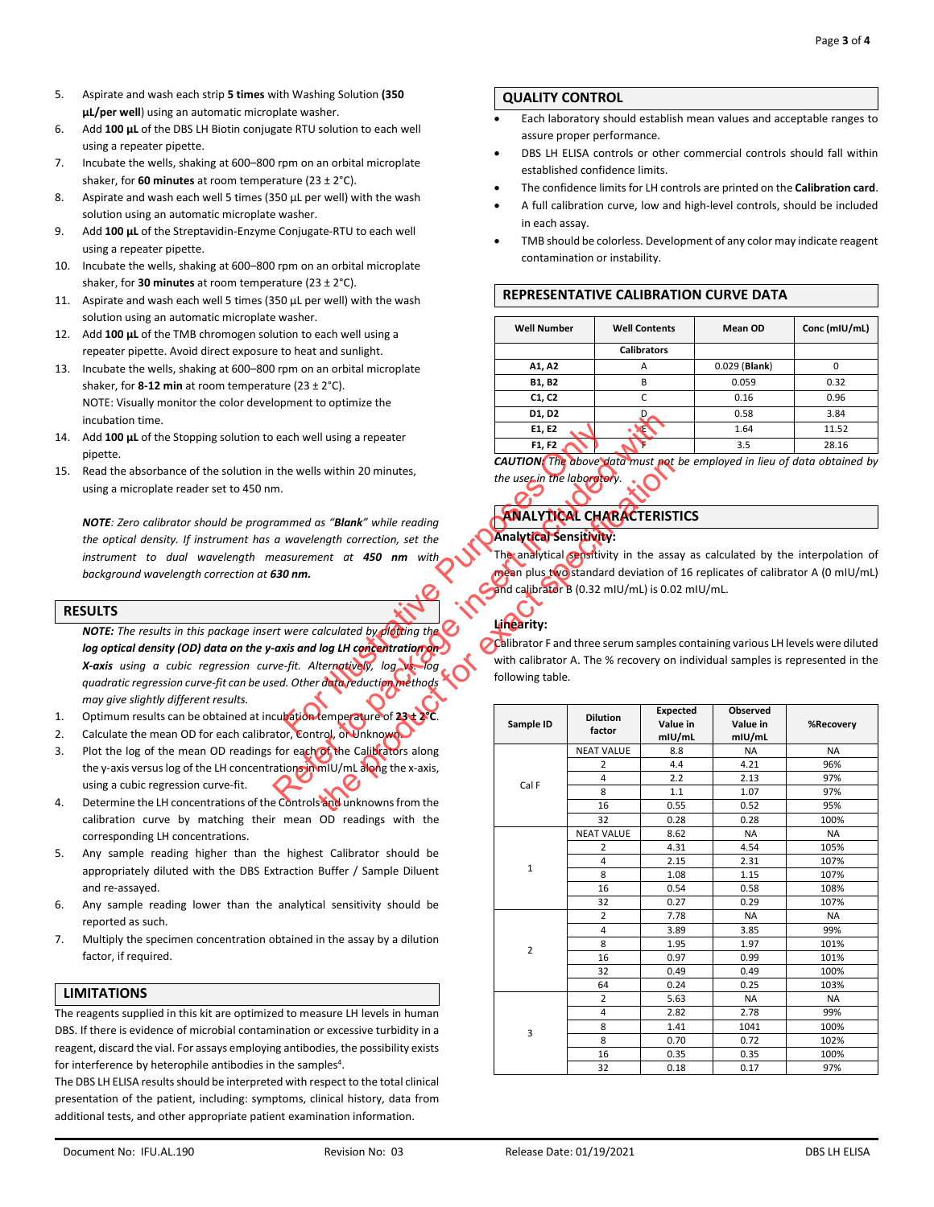5. Aspirate and wash each strip **5 times** with Washing Solution **(350 µL/per well**) using an automatic microplate washer.
6. Add **100 µL** of the DBS LH Biotin conjugate RTU solution to each well using a repeater pipette.
7. Incubate the wells, shaking at 600–800 rpm on an orbital microplate shaker, for **60 minutes** at room temperature (23 ± 2°C).
8. Aspirate and wash each well 5 times (350 µL per well) with the wash solution using an automatic microplate washer.
9. Add **100 µL** of the Streptavidin-Enzyme Conjugate-RTU to each well using a repeater pipette.
10. Incubate the wells, shaking at 600–800 rpm on an orbital microplate shaker, for **30 minutes** at room temperature (23 ± 2°C).
11. Aspirate and wash each well 5 times (350 µL per well) with the wash solution using an automatic microplate washer.
12. Add **100 µL** of the TMB chromogen solution to each well using a repeater pipette. Avoid direct exposure to heat and sunlight.
13. Incubate the wells, shaking at 600–800 rpm on an orbital microplate shaker, for **8-12 min** at room temperature (23 ± 2°C).
    NOTE: Visually monitor the color development to optimize the incubation time.
14. Add **100 µL** of the Stopping solution to each well using a repeater pipette.
15. Read the absorbance of the solution in the wells within 20 minutes, using a microplate reader set to 450 nm.

***NOTE****: Zero calibrator should be programmed as "****Blank****" while reading the optical density. If instrument has a wavelength correction, set the instrument to dual wavelength measurement at* ***450 nm*** *with background wavelength correction at* ***630 nm.***

## RESULTS

***NOTE:*** *The results in this package insert were calculated by* ***plotting the log optical density (OD) data on the y-axis and log LH concentration on X-axis*** *using a cubic regression curve-fit. Alternatively, log vs. log quadratic regression curve-fit can be used. Other data reduction methods may give slightly different results.*

1. Optimum results can be obtained at incubation temperature of **23 ± 2°C**.
2. Calculate the mean OD for each calibrator, Control, or Unknown.
3. Plot the log of the mean OD readings for each of the Calibrators along the y-axis versus log of the LH concentrations in mIU/mL along the x-axis, using a cubic regression curve-fit.
4. Determine the LH concentrations of the Controls and unknowns from the calibration curve by matching their mean OD readings with the corresponding LH concentrations.
5. Any sample reading higher than the highest Calibrator should be appropriately diluted with the DBS Extraction Buffer / Sample Diluent and re-assayed.
6. Any sample reading lower than the analytical sensitivity should be reported as such.
7. Multiply the specimen concentration obtained in the assay by a dilution factor, if required.

## LIMITATIONS

The reagents supplied in this kit are optimized to measure LH levels in human DBS. If there is evidence of microbial contamination or excessive turbidity in a reagent, discard the vial. For assays employing antibodies, the possibility exists for interference by heterophile antibodies in the samples[4].

The DBS LH ELISA results should be interpreted with respect to the total clinical presentation of the patient, including: symptoms, clinical history, data from additional tests, and other appropriate patient examination information.

## QUALITY CONTROL

- Each laboratory should establish mean values and acceptable ranges to assure proper performance.
- DBS LH ELISA controls or other commercial controls should fall within established confidence limits.
- The confidence limits for LH controls are printed on the **Calibration card**.
- A full calibration curve, low and high-level controls, should be included in each assay.
- TMB should be colorless. Development of any color may indicate reagent contamination or instability.

## REPRESENTATIVE CALIBRATION CURVE DATA

| Well Number | Well Contents | Mean OD | Conc (mIU/mL) |
|---|---|---|---|
| | **Calibrators** | | |
| **A1, A2** | A | 0.029 (**Blank**) | 0 |
| **B1, B2** | B | 0.059 | 0.32 |
| **C1, C2** | C | 0.16 | 0.96 |
| **D1, D2** | D | 0.58 | 3.84 |
| **E1, E2** | E | 1.64 | 11.52 |
| **F1, F2** | F | 3.5 | 28.16 |

***CAUTION:*** *The above data must not be employed in lieu of data obtained by the user in the laboratory.*

## ANALYTICAL CHARACTERISTICS

**Analytical Sensitivity:**

The analytical sensitivity in the assay as calculated by the interpolation of mean plus two standard deviation of 16 replicates of calibrator A (0 mIU/mL) and calibrator B (0.32 mIU/mL) is 0.02 mIU/mL.

**Linearity:**

Calibrator F and three serum samples containing various LH levels were diluted with calibrator A. The % recovery on individual samples is represented in the following table.

| Sample ID | Dilution factor | Expected Value in mIU/mL | Observed Value in mIU/mL | %Recovery |
|---|---|---|---|---|
| Cal F | NEAT VALUE | 8.8 | NA | NA |
| | 2 | 4.4 | 4.21 | 96% |
| | 4 | 2.2 | 2.13 | 97% |
| | 8 | 1.1 | 1.07 | 97% |
| | 16 | 0.55 | 0.52 | 95% |
| | 32 | 0.28 | 0.28 | 100% |
| 1 | NEAT VALUE | 8.62 | NA | NA |
| | 2 | 4.31 | 4.54 | 105% |
| | 4 | 2.15 | 2.31 | 107% |
| | 8 | 1.08 | 1.15 | 107% |
| | 16 | 0.54 | 0.58 | 108% |
| | 32 | 0.27 | 0.29 | 107% |
| 2 | 2 | 7.78 | NA | NA |
| | 4 | 3.89 | 3.85 | 99% |
| | 8 | 1.95 | 1.97 | 101% |
| | 16 | 0.97 | 0.99 | 101% |
| | 32 | 0.49 | 0.49 | 100% |
| | 64 | 0.24 | 0.25 | 103% |
| 3 | 2 | 5.63 | NA | NA |
| | 4 | 2.82 | 2.78 | 99% |
| | 8 | 1.41 | 1041 | 100% |
| | 8 | 0.70 | 0.72 | 102% |
| | 16 | 0.35 | 0.35 | 100% |
| | 32 | 0.18 | 0.17 | 97% |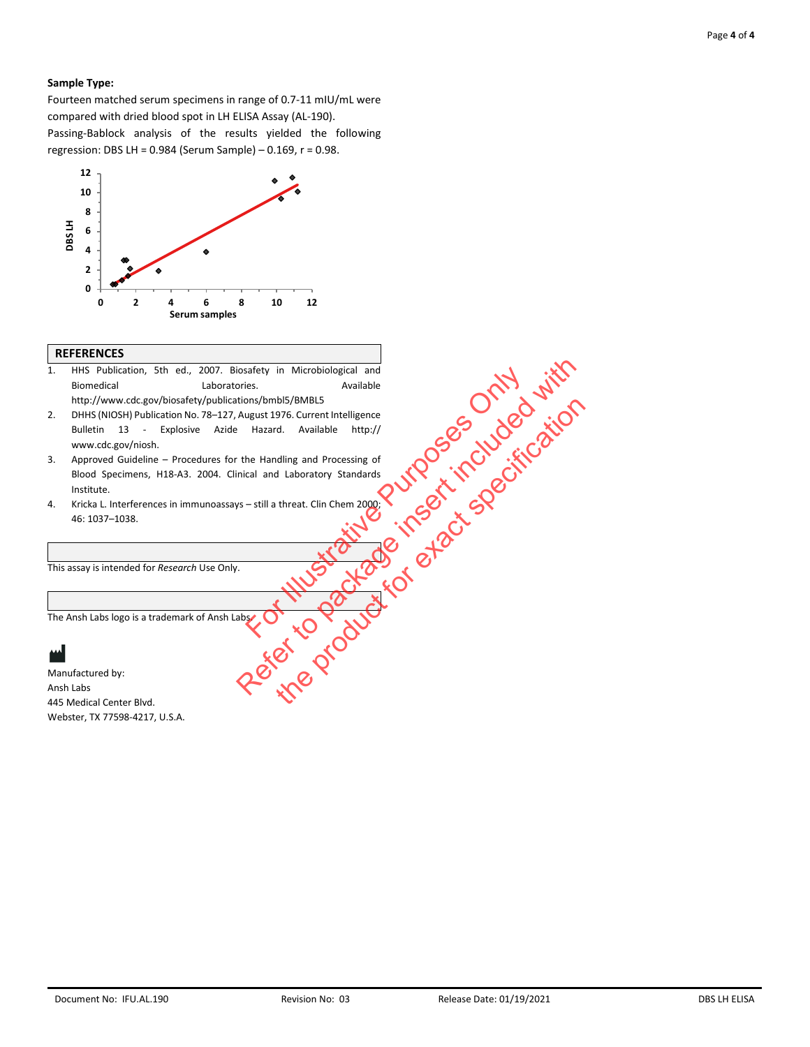### Sample Type:

Fourteen matched serum specimens in range of 0.7-11 mIU/mL were compared with dried blood spot in LH ELISA Assay (AL-190).

Passing-Bablock analysis of the results yielded the following regression: DBS LH = 0.984 (Serum Sample) – 0.169, r = 0.98.

DBS LH

12
10
8
6
4
2
0

0 2 4 6 8 10 12

Serum samples

## REFERENCES

1. HHS Publication, 5th ed., 2007. Biosafety in Microbiological and Biomedical Laboratories. Available http://www.cdc.gov/biosafety/publications/bmbl5/BMBL5
2. DHHS (NIOSH) Publication No. 78–127, August 1976. Current Intelligence Bulletin 13 - Explosive Azide Hazard. Available http://www.cdc.gov/niosh.
3. Approved Guideline – Procedures for the Handling and Processing of Blood Specimens, H18-A3. 2004. Clinical and Laboratory Standards Institute.
4. Kricka L. Interferences in immunoassays – still a threat. Clin Chem 2000; 46: 1037–1038.

This assay is intended for *Research* Use Only.

The Ansh Labs logo is a trademark of Ansh Labs.

Manufactured by:
Ansh Labs
445 Medical Center Blvd.
Webster, TX 77598-4217, U.S.A.

For Illustrative Purposes Only
Refer to package insert included with the product for exact specification

Document No: IFU.AL.190 Revision No: 03 Release Date: 01/19/2021 DBS LH ELISA